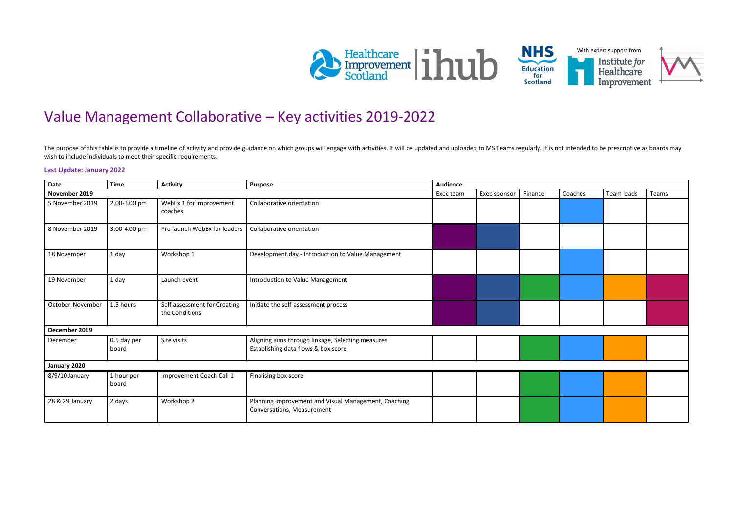# Value Management Collaborative – Key activities 2019-2022

The purpose of this table is to provide a timeline of activity and provide guidance on which groups will engage with activities. It will be updated and uploaded to MS Teams regularly. It is not intended to be prescriptive as boards may wish to include individuals to meet their specific requirements.

**Last Update: January 2022**

■ = shaded cell (group engages with the activity)

| Date | Time | Activity | Purpose | Audience | | | | | |
|---|---|---|---|---|---|---|---|---|---|
| **November 2019** | | | | Exec team | Exec sponsor | Finance | Coaches | Team leads | Teams |
| 5 November 2019 | 2.00-3.00 pm | WebEx 1 for improvement coaches | Collaborative orientation | | | | ■ | | |
| 8 November 2019 | 3.00-4.00 pm | Pre-launch WebEx for leaders | Collaborative orientation | ■ | ■ | | | | |
| 18 November | 1 day | Workshop 1 | Development day - Introduction to Value Management | | | | ■ | | |
| 19 November | 1 day | Launch event | Introduction to Value Management | ■ | ■ | ■ | ■ | ■ | ■ |
| October-November | 1.5 hours | Self-assessment for Creating the Conditions | Initiate the self-assessment process | ■ | ■ | | | | ■ |
| **December 2019** | | | | | | | | | |
| December | 0.5 day per board | Site visits | Aligning aims through linkage, Selecting measures Establishing data flows & box score | | | ■ | ■ | ■ | |
| **January 2020** | | | | | | | | | |
| 8/9/10 January | 1 hour per board | Improvement Coach Call 1 | Finalising box score | | | ■ | ■ | ■ | |
| 28 & 29 January | 2 days | Workshop 2 | Planning improvement and Visual Management, Coaching Conversations, Measurement | | | ■ | ■ | ■ | |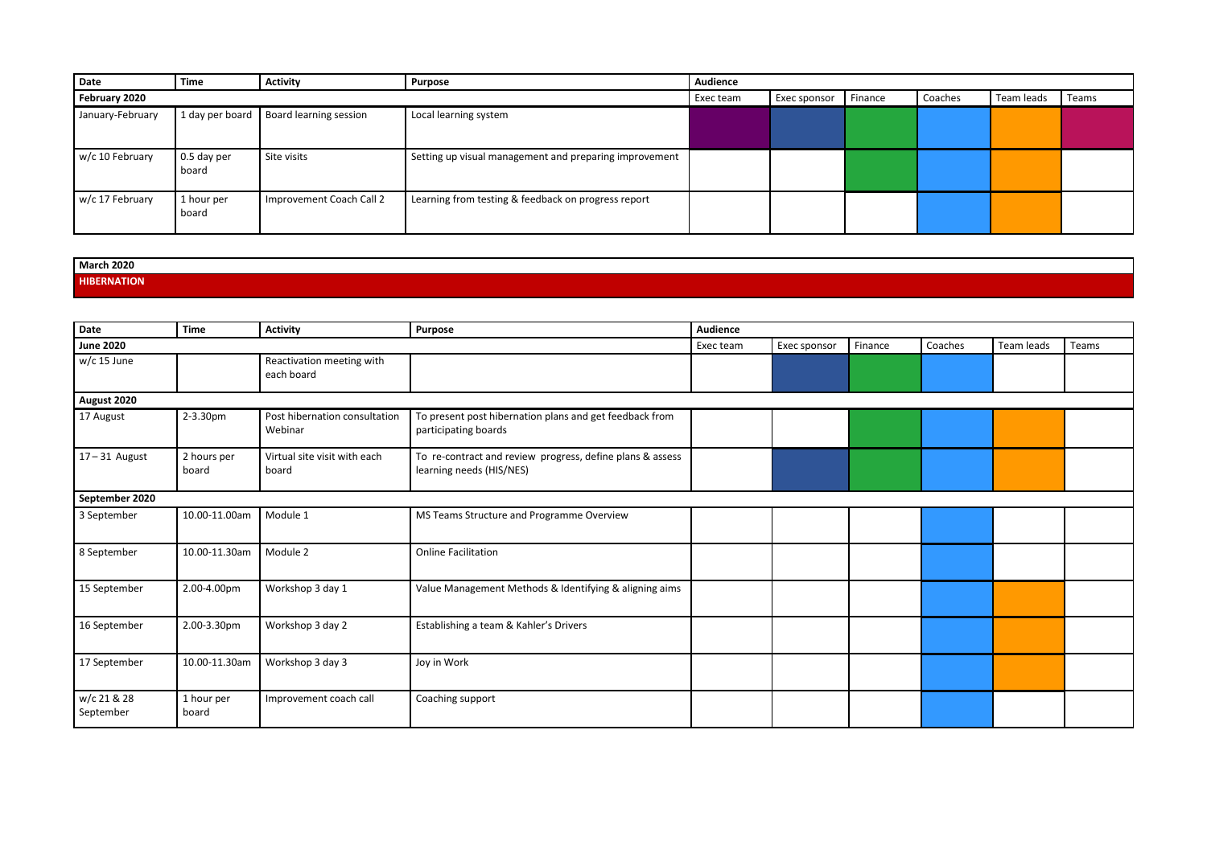| Date | Time | Activity | Purpose | Audience | | | | | |
|---|---|---|---|---|---|---|---|---|---|
| **February 2020** | | | | Exec team | Exec sponsor | Finance | Coaches | Team leads | Teams |
| January-February | 1 day per board | Board learning session | Local learning system | ■ | ■ | ■ | ■ | ■ | ■ |
| w/c 10 February | 0.5 day per board | Site visits | Setting up visual management and preparing improvement | | | ■ | ■ | ■ | |
| w/c 17 February | 1 hour per board | Improvement Coach Call 2 | Learning from testing & feedback on progress report | | | | ■ | ■ | |

**March 2020**

**HIBERNATION**

| Date | Time | Activity | Purpose | Audience | | | | | |
|---|---|---|---|---|---|---|---|---|---|
| **June 2020** | | | | Exec team | Exec sponsor | Finance | Coaches | Team leads | Teams |
| w/c 15 June | | Reactivation meeting with each board | | | ■ | ■ | ■ | | |
| **August 2020** | | | | | | | | | |
| 17 August | 2-3.30pm | Post hibernation consultation Webinar | To present post hibernation plans and get feedback from participating boards | | | ■ | ■ | ■ | |
| 17 – 31 August | 2 hours per board | Virtual site visit with each board | To re-contract and review progress, define plans & assess learning needs (HIS/NES) | | ■ | ■ | ■ | ■ | |
| **September 2020** | | | | | | | | | |
| 3 September | 10.00-11.00am | Module 1 | MS Teams Structure and Programme Overview | | | | ■ | | |
| 8 September | 10.00-11.30am | Module 2 | Online Facilitation | | | | ■ | | |
| 15 September | 2.00-4.00pm | Workshop 3 day 1 | Value Management Methods & Identifying & aligning aims | | | | ■ | ■ | |
| 16 September | 2.00-3.30pm | Workshop 3 day 2 | Establishing a team & Kahler's Drivers | | | | ■ | ■ | |
| 17 September | 10.00-11.30am | Workshop 3 day 3 | Joy in Work | | | | ■ | ■ | |
| w/c 21 & 28 September | 1 hour per board | Improvement coach call | Coaching support | | | | ■ | | |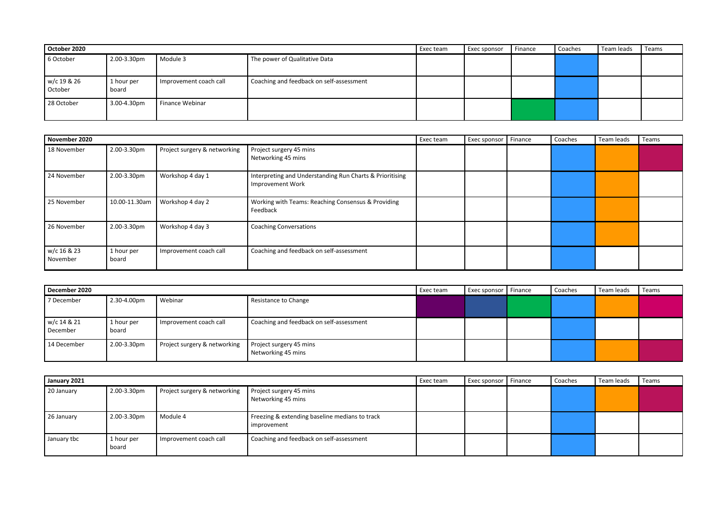| October 2020 | | | | Exec team | Exec sponsor | Finance | Coaches | Team leads | Teams |
|---|---|---|---|---|---|---|---|---|---|
| 6 October | 2.00-3.30pm | Module 3 | The power of Qualitative Data | | | | | | |
| w/c 19 & 26 October | 1 hour per board | Improvement coach call | Coaching and feedback on self-assessment | | | | | | |
| 28 October | 3.00-4.30pm | Finance Webinar | | | | | | | |

| November 2020 | | | | Exec team | Exec sponsor | Finance | Coaches | Team leads | Teams |
|---|---|---|---|---|---|---|---|---|---|
| 18 November | 2.00-3.30pm | Project surgery & networking | Project surgery 45 mins<br>Networking 45 mins | | | | | | |
| 24 November | 2.00-3.30pm | Workshop 4 day 1 | Interpreting and Understanding Run Charts & Prioritising Improvement Work | | | | | | |
| 25 November | 10.00-11.30am | Workshop 4 day 2 | Working with Teams: Reaching Consensus & Providing Feedback | | | | | | |
| 26 November | 2.00-3.30pm | Workshop 4 day 3 | Coaching Conversations | | | | | | |
| w/c 16 & 23 November | 1 hour per board | Improvement coach call | Coaching and feedback on self-assessment | | | | | | |

| December 2020 | | | | Exec team | Exec sponsor | Finance | Coaches | Team leads | Teams |
|---|---|---|---|---|---|---|---|---|---|
| 7 December | 2.30-4.00pm | Webinar | Resistance to Change | | | | | | |
| w/c 14 & 21 December | 1 hour per board | Improvement coach call | Coaching and feedback on self-assessment | | | | | | |
| 14 December | 2.00-3.30pm | Project surgery & networking | Project surgery 45 mins<br>Networking 45 mins | | | | | | |

| January 2021 | | | | Exec team | Exec sponsor | Finance | Coaches | Team leads | Teams |
|---|---|---|---|---|---|---|---|---|---|
| 20 January | 2.00-3.30pm | Project surgery & networking | Project surgery 45 mins<br>Networking 45 mins | | | | | | |
| 26 January | 2.00-3.30pm | Module 4 | Freezing & extending baseline medians to track improvement | | | | | | |
| January tbc | 1 hour per board | Improvement coach call | Coaching and feedback on self-assessment | | | | | | |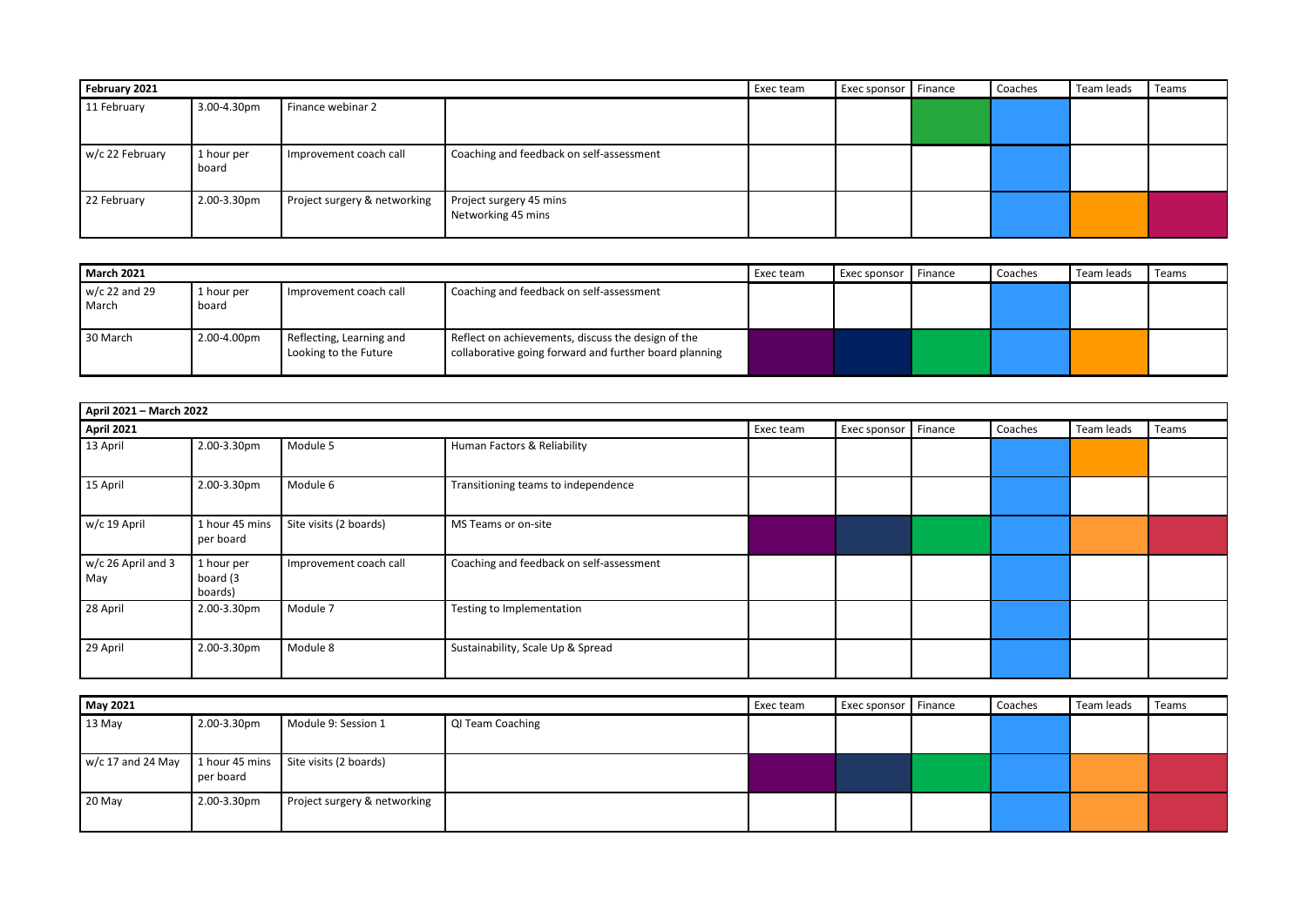| February 2021 | | | | Exec team | Exec sponsor | Finance | Coaches | Team leads | Teams |
|---|---|---|---|---|---|---|---|---|---|
| 11 February | 3.00-4.30pm | Finance webinar 2 | | | | | | | |
| w/c 22 February | 1 hour per board | Improvement coach call | Coaching and feedback on self-assessment | | | | | | |
| 22 February | 2.00-3.30pm | Project surgery & networking | Project surgery 45 mins<br>Networking 45 mins | | | | | | |

| March 2021 | | | | Exec team | Exec sponsor | Finance | Coaches | Team leads | Teams |
|---|---|---|---|---|---|---|---|---|---|
| w/c 22 and 29 March | 1 hour per board | Improvement coach call | Coaching and feedback on self-assessment | | | | | | |
| 30 March | 2.00-4.00pm | Reflecting, Learning and Looking to the Future | Reflect on achievements, discuss the design of the collaborative going forward and further board planning | | | | | | |

| April 2021 – March 2022 | | | | | | | | | |
|---|---|---|---|---|---|---|---|---|---|
| **April 2021** | | | | Exec team | Exec sponsor | Finance | Coaches | Team leads | Teams |
| 13 April | 2.00-3.30pm | Module 5 | Human Factors & Reliability | | | | | | |
| 15 April | 2.00-3.30pm | Module 6 | Transitioning teams to independence | | | | | | |
| w/c 19 April | 1 hour 45 mins per board | Site visits (2 boards) | MS Teams or on-site | | | | | | |
| w/c 26 April and 3 May | 1 hour per board (3 boards) | Improvement coach call | Coaching and feedback on self-assessment | | | | | | |
| 28 April | 2.00-3.30pm | Module 7 | Testing to Implementation | | | | | | |
| 29 April | 2.00-3.30pm | Module 8 | Sustainability, Scale Up & Spread | | | | | | |

| May 2021 | | | | Exec team | Exec sponsor | Finance | Coaches | Team leads | Teams |
|---|---|---|---|---|---|---|---|---|---|
| 13 May | 2.00-3.30pm | Module 9: Session 1 | QI Team Coaching | | | | | | |
| w/c 17 and 24 May | 1 hour 45 mins per board | Site visits (2 boards) | | | | | | | |
| 20 May | 2.00-3.30pm | Project surgery & networking | | | | | | | |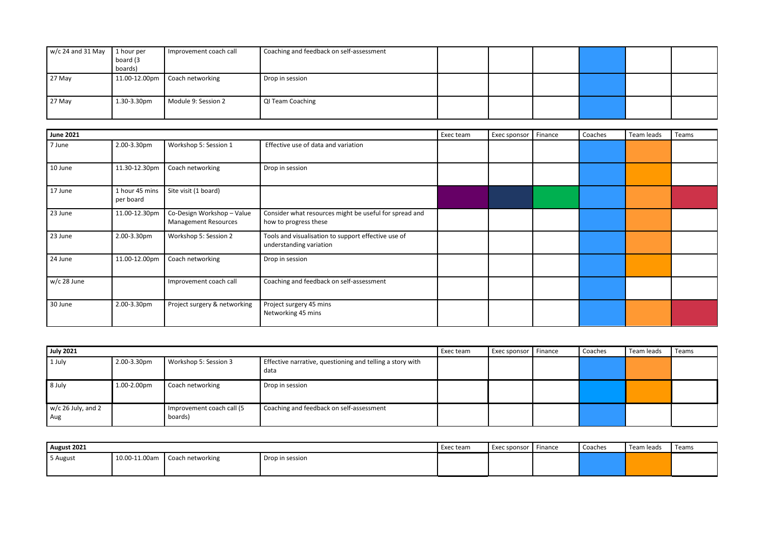| | | | | | | | | | |
|---|---|---|---|---|---|---|---|---|---|
| w/c 24 and 31 May | 1 hour per board (3 boards) | Improvement coach call | Coaching and feedback on self-assessment | | | | | | |
| 27 May | 11.00-12.00pm | Coach networking | Drop in session | | | | | | |
| 27 May | 1.30-3.30pm | Module 9: Session 2 | QI Team Coaching | | | | | | |

| June 2021 | | | | Exec team | Exec sponsor | Finance | Coaches | Team leads | Teams |
|---|---|---|---|---|---|---|---|---|---|
| 7 June | 2.00-3.30pm | Workshop 5: Session 1 | Effective use of data and variation | | | | | | |
| 10 June | 11.30-12.30pm | Coach networking | Drop in session | | | | | | |
| 17 June | 1 hour 45 mins per board | Site visit (1 board) | | | | | | | |
| 23 June | 11.00-12.30pm | Co-Design Workshop – Value Management Resources | Consider what resources might be useful for spread and how to progress these | | | | | | |
| 23 June | 2.00-3.30pm | Workshop 5: Session 2 | Tools and visualisation to support effective use of understanding variation | | | | | | |
| 24 June | 11.00-12.00pm | Coach networking | Drop in session | | | | | | |
| w/c 28 June | | Improvement coach call | Coaching and feedback on self-assessment | | | | | | |
| 30 June | 2.00-3.30pm | Project surgery & networking | Project surgery 45 mins<br>Networking 45 mins | | | | | | |

| July 2021 | | | | Exec team | Exec sponsor | Finance | Coaches | Team leads | Teams |
|---|---|---|---|---|---|---|---|---|---|
| 1 July | 2.00-3.30pm | Workshop 5: Session 3 | Effective narrative, questioning and telling a story with data | | | | | | |
| 8 July | 1.00-2.00pm | Coach networking | Drop in session | | | | | | |
| w/c 26 July, and 2 Aug | | Improvement coach call (5 boards) | Coaching and feedback on self-assessment | | | | | | |

| August 2021 | | | | Exec team | Exec sponsor | Finance | Coaches | Team leads | Teams |
|---|---|---|---|---|---|---|---|---|---|
| 5 August | 10.00-11.00am | Coach networking | Drop in session | | | | | | |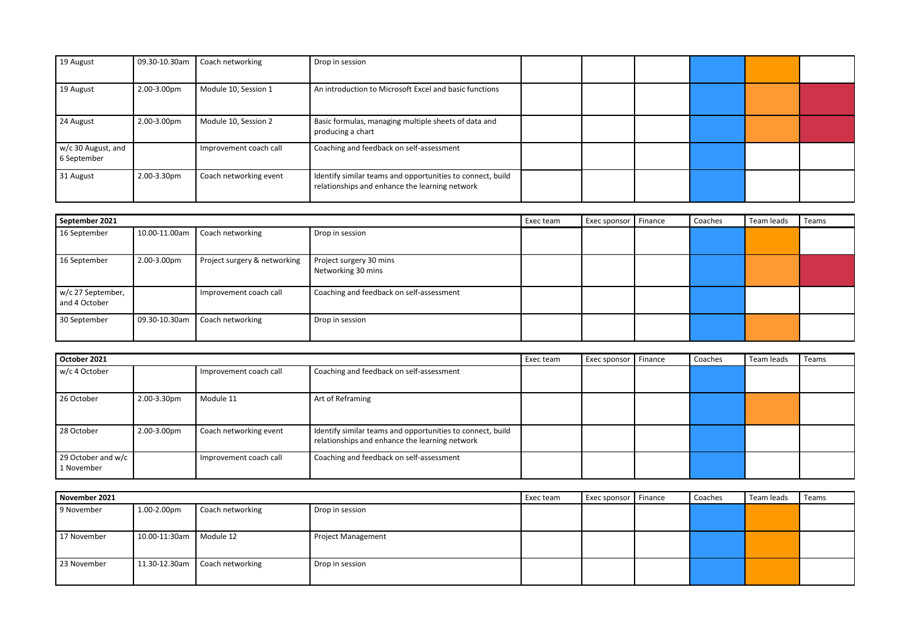| | | | | | | | | | |
|---|---|---|---|---|---|---|---|---|---|
| 19 August | 09.30-10.30am | Coach networking | Drop in session | | | | | | |
| 19 August | 2.00-3.00pm | Module 10, Session 1 | An introduction to Microsoft Excel and basic functions | | | | | | |
| 24 August | 2.00-3.00pm | Module 10, Session 2 | Basic formulas, managing multiple sheets of data and producing a chart | | | | | | |
| w/c 30 August, and 6 September | | Improvement coach call | Coaching and feedback on self-assessment | | | | | | |
| 31 August | 2.00-3.30pm | Coach networking event | Identify similar teams and opportunities to connect, build relationships and enhance the learning network | | | | | | |

| September 2021 | | | | Exec team | Exec sponsor | Finance | Coaches | Team leads | Teams |
|---|---|---|---|---|---|---|---|---|---|
| 16 September | 10.00-11.00am | Coach networking | Drop in session | | | | | | |
| 16 September | 2.00-3.00pm | Project surgery & networking | Project surgery 30 mins<br>Networking 30 mins | | | | | | |
| w/c 27 September, and 4 October | | Improvement coach call | Coaching and feedback on self-assessment | | | | | | |
| 30 September | 09.30-10.30am | Coach networking | Drop in session | | | | | | |

| October 2021 | | | | Exec team | Exec sponsor | Finance | Coaches | Team leads | Teams |
|---|---|---|---|---|---|---|---|---|---|
| w/c 4 October | | Improvement coach call | Coaching and feedback on self-assessment | | | | | | |
| 26 October | 2.00-3.30pm | Module 11 | Art of Reframing | | | | | | |
| 28 October | 2.00-3.00pm | Coach networking event | Identify similar teams and opportunities to connect, build relationships and enhance the learning network | | | | | | |
| 29 October and w/c 1 November | | Improvement coach call | Coaching and feedback on self-assessment | | | | | | |

| November 2021 | | | | Exec team | Exec sponsor | Finance | Coaches | Team leads | Teams |
|---|---|---|---|---|---|---|---|---|---|
| 9 November | 1.00-2.00pm | Coach networking | Drop in session | | | | | | |
| 17 November | 10.00-11:30am | Module 12 | Project Management | | | | | | |
| 23 November | 11.30-12.30am | Coach networking | Drop in session | | | | | | |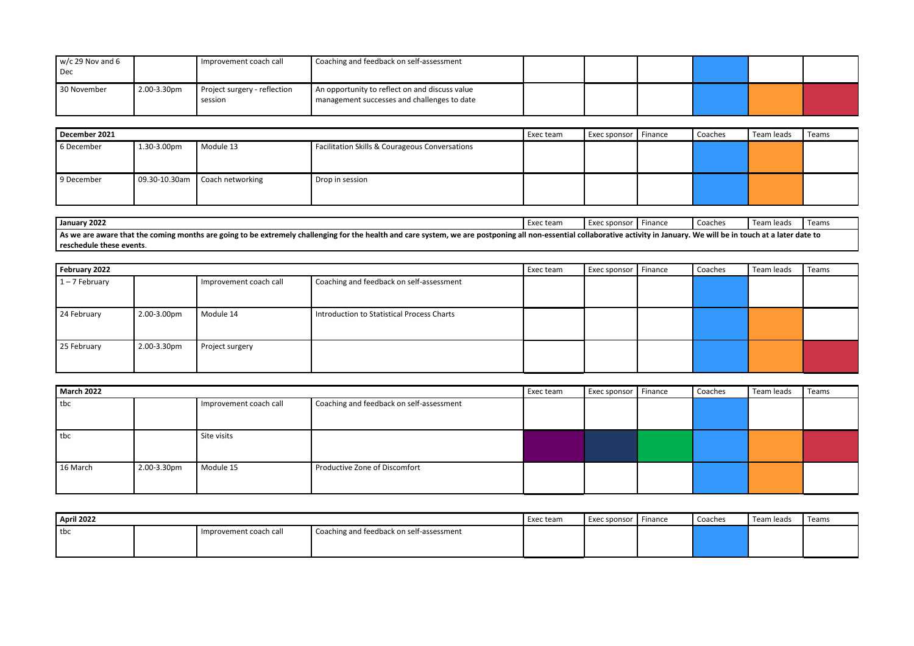| | | | | | | | | | |
|---|---|---|---|---|---|---|---|---|---|
| w/c 29 Nov and 6 Dec | | Improvement coach call | Coaching and feedback on self-assessment | | | | | | |
| 30 November | 2.00-3.30pm | Project surgery - reflection session | An opportunity to reflect on and discuss value management successes and challenges to date | | | | | | |

| December 2021 | | | | Exec team | Exec sponsor | Finance | Coaches | Team leads | Teams |
|---|---|---|---|---|---|---|---|---|---|
| 6 December | 1.30-3.00pm | Module 13 | Facilitation Skills & Courageous Conversations | | | | | | |
| 9 December | 09.30-10.30am | Coach networking | Drop in session | | | | | | |

| January 2022 | Exec team | Exec sponsor | Finance | Coaches | Team leads | Teams |
|---|---|---|---|---|---|---|
| **As we are aware that the coming months are going to be extremely challenging for the health and care system, we are postponing all non-essential collaborative activity in January. We will be in touch at a later date to reschedule these events**. | | | | | | |

| February 2022 | | | | Exec team | Exec sponsor | Finance | Coaches | Team leads | Teams |
|---|---|---|---|---|---|---|---|---|---|
| 1 – 7 February | | Improvement coach call | Coaching and feedback on self-assessment | | | | | | |
| 24 February | 2.00-3.00pm | Module 14 | Introduction to Statistical Process Charts | | | | | | |
| 25 February | 2.00-3.30pm | Project surgery | | | | | | | |

| March 2022 | | | | Exec team | Exec sponsor | Finance | Coaches | Team leads | Teams |
|---|---|---|---|---|---|---|---|---|---|
| tbc | | Improvement coach call | Coaching and feedback on self-assessment | | | | | | |
| tbc | | Site visits | | | | | | | |
| 16 March | 2.00-3.30pm | Module 15 | Productive Zone of Discomfort | | | | | | |

| April 2022 | | | | Exec team | Exec sponsor | Finance | Coaches | Team leads | Teams |
|---|---|---|---|---|---|---|---|---|---|
| tbc | | Improvement coach call | Coaching and feedback on self-assessment | | | | | | |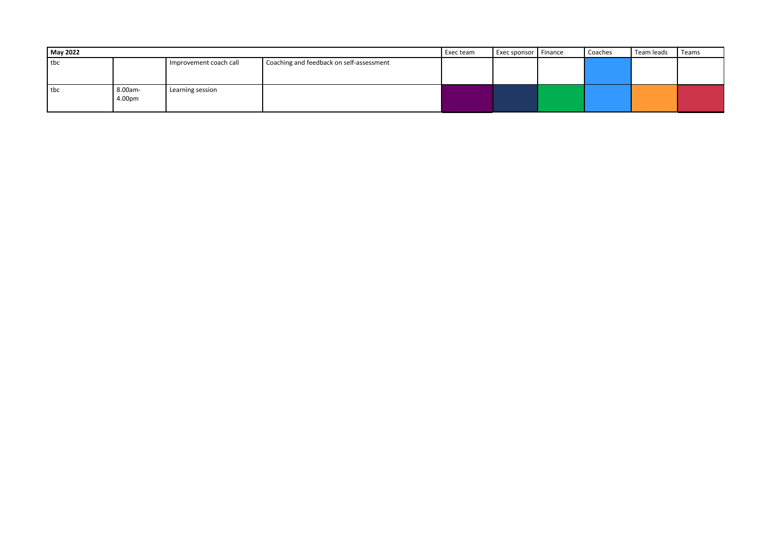| **May 2022** | | | | Exec team | Exec sponsor | Finance | Coaches | Team leads | Teams |
|---|---|---|---|---|---|---|---|---|---|
| tbc | | Improvement coach call | Coaching and feedback on self-assessment | | | | | | |
| tbc | 8.00am-4.00pm | Learning session | | | | | | | |